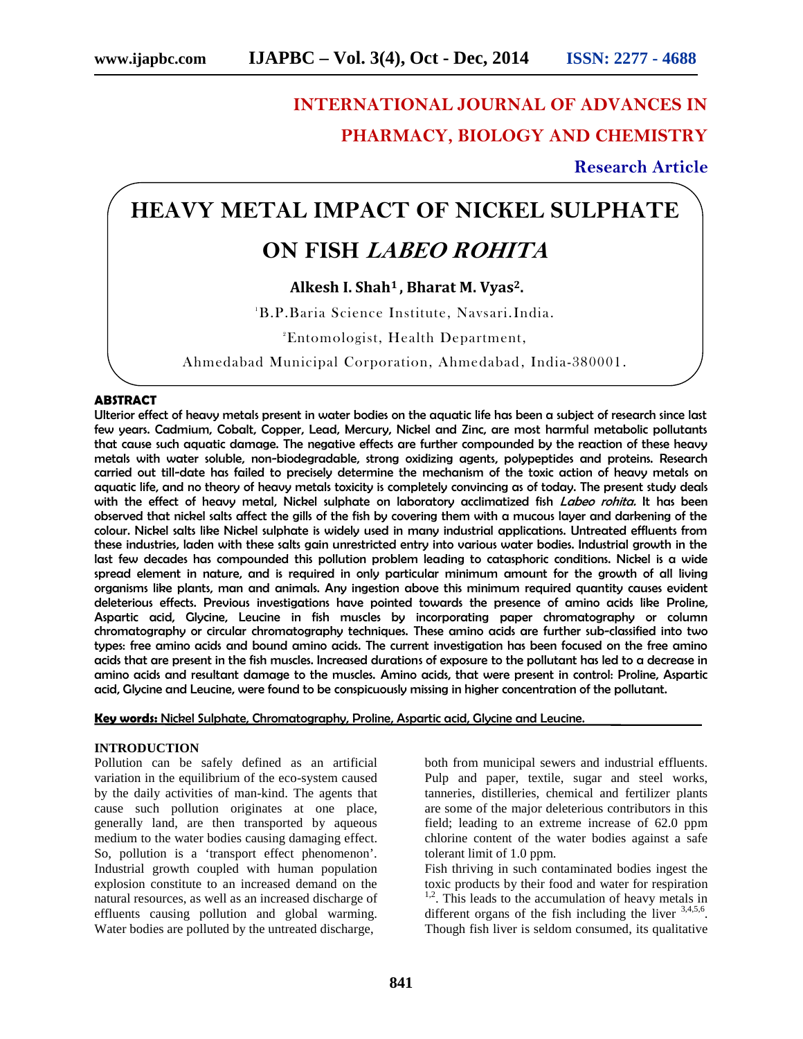INTERNATIONAL JOURNAL OF ADVANCES IN PHARMACY, BIOLOGY AND CHEMISTRY

**Research Article**

# HEAVY METAL IMPACT OF NICKEL SULPHATE ON FISH *LABEO ROHITA*

**Alkesh I. Shah[1], Bharat M. Vyas[2].**

[1]B.P.Baria Science Institute, Navsari.India.

[2]Entomologist, Health Department,

Ahmedabad Municipal Corporation, Ahmedabad, India-380001.

## ABSTRACT

Ulterior effect of heavy metals present in water bodies on the aquatic life has been a subject of research since last few years. Cadmium, Cobalt, Copper, Lead, Mercury, Nickel and Zinc, are most harmful metabolic pollutants that cause such aquatic damage. The negative effects are further compounded by the reaction of these heavy metals with water soluble, non-biodegradable, strong oxidizing agents, polypeptides and proteins. Research carried out till-date has failed to precisely determine the mechanism of the toxic action of heavy metals on aquatic life, and no theory of heavy metals toxicity is completely convincing as of today. The present study deals with the effect of heavy metal, Nickel sulphate on laboratory acclimatized fish *Labeo rohita*. It has been observed that nickel salts affect the gills of the fish by covering them with a mucous layer and darkening of the colour. Nickel salts like Nickel sulphate is widely used in many industrial applications. Untreated effluents from these industries, laden with these salts gain unrestricted entry into various water bodies. Industrial growth in the last few decades has compounded this pollution problem leading to catasphoric conditions. Nickel is a wide spread element in nature, and is required in only particular minimum amount for the growth of all living organisms like plants, man and animals. Any ingestion above this minimum required quantity causes evident deleterious effects. Previous investigations have pointed towards the presence of amino acids like Proline, Aspartic acid, Glycine, Leucine in fish muscles by incorporating paper chromatography or column chromatography or circular chromatography techniques. These amino acids are further sub-classified into two types: free amino acids and bound amino acids. The current investigation has been focused on the free amino acids that are present in the fish muscles. Increased durations of exposure to the pollutant has led to a decrease in amino acids and resultant damage to the muscles. Amino acids, that were present in control: Proline, Aspartic acid, Glycine and Leucine, were found to be conspicuously missing in higher concentration of the pollutant.

**Key words:** Nickel Sulphate, Chromatography, Proline, Aspartic acid, Glycine and Leucine.

## INTRODUCTION

Pollution can be safely defined as an artificial variation in the equilibrium of the eco-system caused by the daily activities of man-kind. The agents that cause such pollution originates at one place, generally land, are then transported by aqueous medium to the water bodies causing damaging effect. So, pollution is a 'transport effect phenomenon'. Industrial growth coupled with human population explosion constitute to an increased demand on the natural resources, as well as an increased discharge of effluents causing pollution and global warming. Water bodies are polluted by the untreated discharge, both from municipal sewers and industrial effluents. Pulp and paper, textile, sugar and steel works, tanneries, distilleries, chemical and fertilizer plants are some of the major deleterious contributors in this field; leading to an extreme increase of 62.0 ppm chlorine content of the water bodies against a safe tolerant limit of 1.0 ppm.

Fish thriving in such contaminated bodies ingest the toxic products by their food and water for respiration [1,2]. This leads to the accumulation of heavy metals in different organs of the fish including the liver [3,4,5,6]. Though fish liver is seldom consumed, its qualitative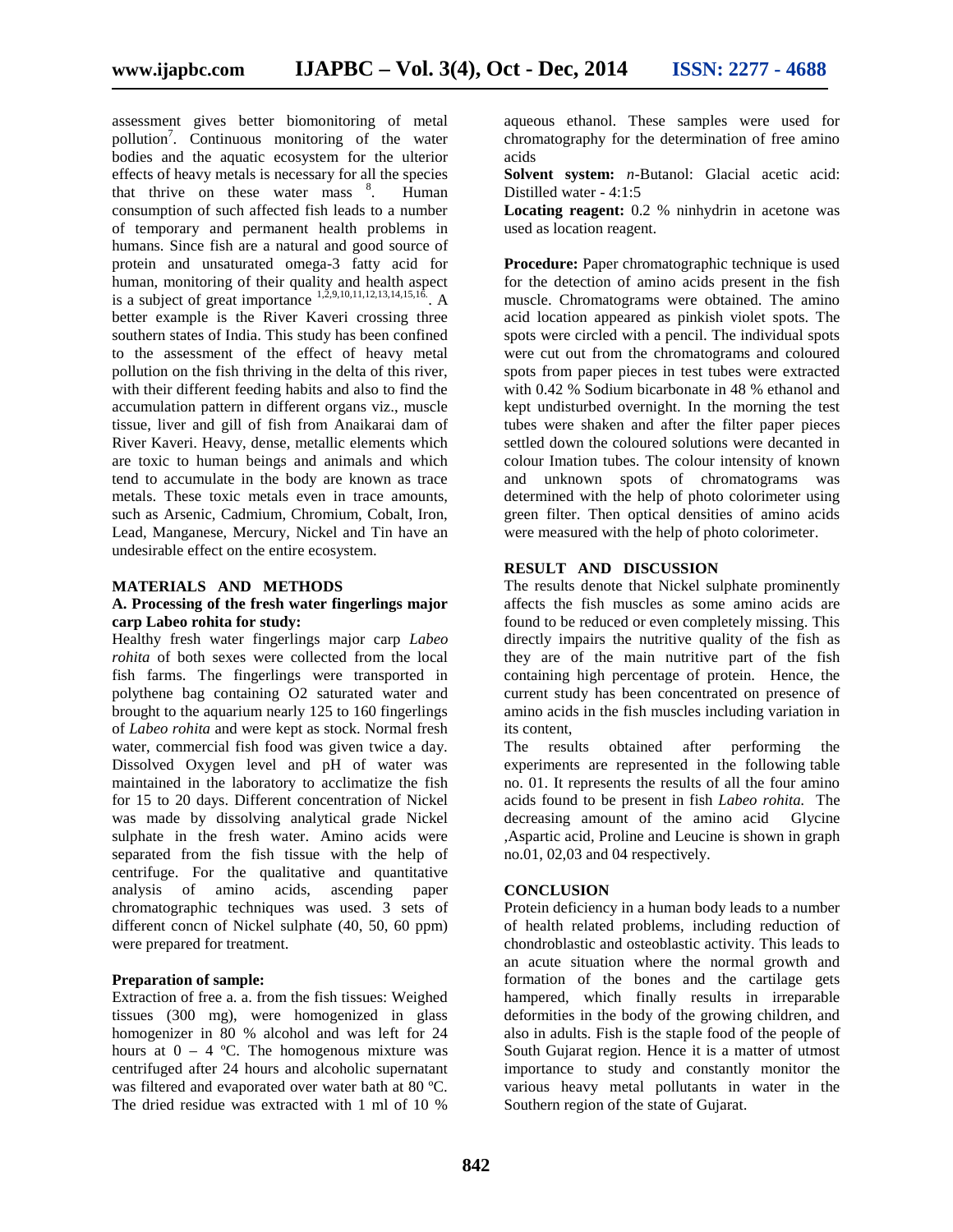assessment gives better biomonitoring of metal pollution[7]. Continuous monitoring of the water bodies and the aquatic ecosystem for the ulterior effects of heavy metals is necessary for all the species that thrive on these water mass [8]. Human consumption of such affected fish leads to a number of temporary and permanent health problems in humans. Since fish are a natural and good source of protein and unsaturated omega-3 fatty acid for human, monitoring of their quality and health aspect is a subject of great importance [1,2,9,10,11,12,13,14,15,16]. A better example is the River Kaveri crossing three southern states of India. This study has been confined to the assessment of the effect of heavy metal pollution on the fish thriving in the delta of this river, with their different feeding habits and also to find the accumulation pattern in different organs viz., muscle tissue, liver and gill of fish from Anaikarai dam of River Kaveri. Heavy, dense, metallic elements which are toxic to human beings and animals and which tend to accumulate in the body are known as trace metals. These toxic metals even in trace amounts, such as Arsenic, Cadmium, Chromium, Cobalt, Iron, Lead, Manganese, Mercury, Nickel and Tin have an undesirable effect on the entire ecosystem.

## MATERIALS AND METHODS

### A. Processing of the fresh water fingerlings major carp Labeo rohita for study:

Healthy fresh water fingerlings major carp *Labeo rohita* of both sexes were collected from the local fish farms. The fingerlings were transported in polythene bag containing O2 saturated water and brought to the aquarium nearly 125 to 160 fingerlings of *Labeo rohita* and were kept as stock. Normal fresh water, commercial fish food was given twice a day. Dissolved Oxygen level and pH of water was maintained in the laboratory to acclimatize the fish for 15 to 20 days. Different concentration of Nickel was made by dissolving analytical grade Nickel sulphate in the fresh water. Amino acids were separated from the fish tissue with the help of centrifuge. For the qualitative and quantitative analysis of amino acids, ascending paper chromatographic techniques was used. 3 sets of different concn of Nickel sulphate (40, 50, 60 ppm) were prepared for treatment.

**Preparation of sample:**

Extraction of free a. a. from the fish tissues: Weighed tissues (300 mg), were homogenized in glass homogenizer in 80 % alcohol and was left for 24 hours at 0 – 4 ºC. The homogenous mixture was centrifuged after 24 hours and alcoholic supernatant was filtered and evaporated over water bath at 80 ºC. The dried residue was extracted with 1 ml of 10 % aqueous ethanol. These samples were used for chromatography for the determination of free amino acids

**Solvent system:** *n*-Butanol: Glacial acetic acid: Distilled water - 4:1:5

**Locating reagent:** 0.2 % ninhydrin in acetone was used as location reagent.

**Procedure:** Paper chromatographic technique is used for the detection of amino acids present in the fish muscle. Chromatograms were obtained. The amino acid location appeared as pinkish violet spots. The spots were circled with a pencil. The individual spots were cut out from the chromatograms and coloured spots from paper pieces in test tubes were extracted with 0.42 % Sodium bicarbonate in 48 % ethanol and kept undisturbed overnight. In the morning the test tubes were shaken and after the filter paper pieces settled down the coloured solutions were decanted in colour Imation tubes. The colour intensity of known and unknown spots of chromatograms was determined with the help of photo colorimeter using green filter. Then optical densities of amino acids were measured with the help of photo colorimeter.

## RESULT AND DISCUSSION

The results denote that Nickel sulphate prominently affects the fish muscles as some amino acids are found to be reduced or even completely missing. This directly impairs the nutritive quality of the fish as they are of the main nutritive part of the fish containing high percentage of protein. Hence, the current study has been concentrated on presence of amino acids in the fish muscles including variation in its content,

The results obtained after performing the experiments are represented in the following table no. 01. It represents the results of all the four amino acids found to be present in fish *Labeo rohita.* The decreasing amount of the amino acid Glycine ,Aspartic acid, Proline and Leucine is shown in graph no.01, 02,03 and 04 respectively.

## CONCLUSION

Protein deficiency in a human body leads to a number of health related problems, including reduction of chondroblastic and osteoblastic activity. This leads to an acute situation where the normal growth and formation of the bones and the cartilage gets hampered, which finally results in irreparable deformities in the body of the growing children, and also in adults. Fish is the staple food of the people of South Gujarat region. Hence it is a matter of utmost importance to study and constantly monitor the various heavy metal pollutants in water in the Southern region of the state of Gujarat.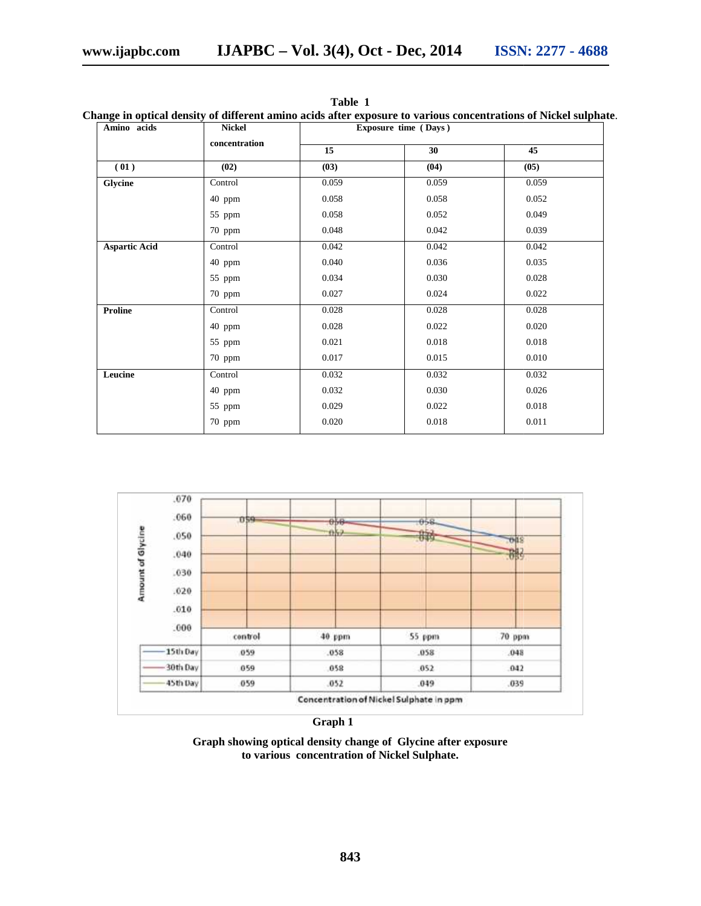**Table 1**

**Change in optical density of different amino acids after exposure to various concentrations of Nickel sulphate.**

| Amino acids | Nickel concentration | Exposure time (Days) | | |
|---|---|---|---|---|
| | | 15 | 30 | 45 |
| (01) | (02) | (03) | (04) | (05) |
| **Glycine** | Control | 0.059 | 0.059 | 0.059 |
| | 40 ppm | 0.058 | 0.058 | 0.052 |
| | 55 ppm | 0.058 | 0.052 | 0.049 |
| | 70 ppm | 0.048 | 0.042 | 0.039 |
| **Aspartic Acid** | Control | 0.042 | 0.042 | 0.042 |
| | 40 ppm | 0.040 | 0.036 | 0.035 |
| | 55 ppm | 0.034 | 0.030 | 0.028 |
| | 70 ppm | 0.027 | 0.024 | 0.022 |
| **Proline** | Control | 0.028 | 0.028 | 0.028 |
| | 40 ppm | 0.028 | 0.022 | 0.020 |
| | 55 ppm | 0.021 | 0.018 | 0.018 |
| | 70 ppm | 0.017 | 0.015 | 0.010 |
| **Leucine** | Control | 0.032 | 0.032 | 0.032 |
| | 40 ppm | 0.032 | 0.030 | 0.026 |
| | 55 ppm | 0.029 | 0.022 | 0.018 |
| | 70 ppm | 0.020 | 0.018 | 0.011 |

| | control | 40 ppm | 55 ppm | 70 ppm |
|---|---|---|---|---|
| 15th Day | .059 | .058 | .058 | .048 |
| 30th Day | .059 | .058 | .052 | .042 |
| 45th Day | .059 | .052 | .049 | .039 |

Concentration of Nickel Sulphate in ppm

**Graph 1**

**Graph showing optical density change of Glycine after exposure to various concentration of Nickel Sulphate.**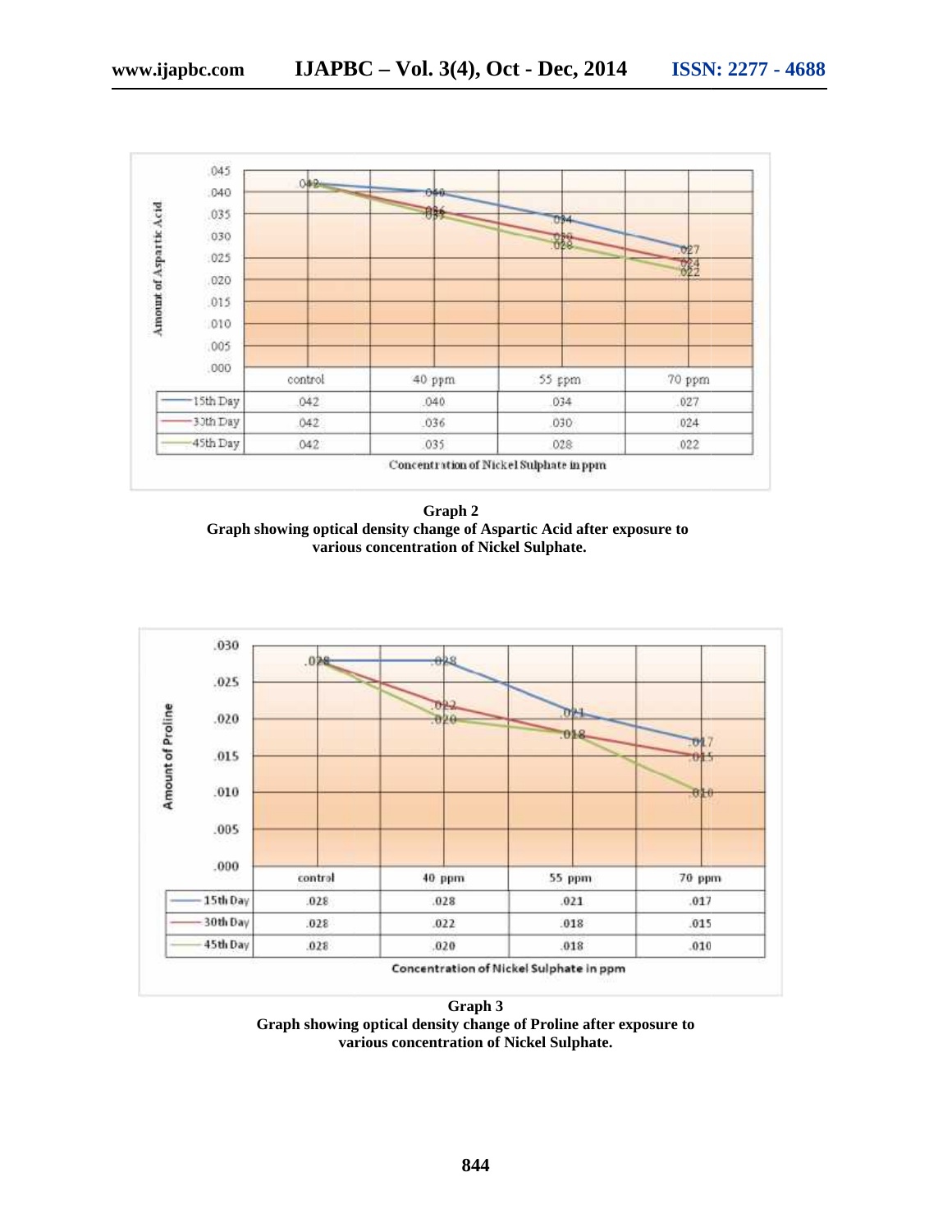| | control | 40 ppm | 55 ppm | 70 ppm |
|---|---|---|---|---|
| 15th Day | .042 | .040 | .034 | .027 |
| 30th Day | .042 | .036 | .030 | .024 |
| 45th Day | .042 | .035 | .028 | .022 |

Concentration of Nickel Sulphate in ppm

**Graph 2**
**Graph showing optical density change of Aspartic Acid after exposure to various concentration of Nickel Sulphate.**

| | control | 40 ppm | 55 ppm | 70 ppm |
|---|---|---|---|---|
| 15th Day | .028 | .028 | .021 | .017 |
| 30th Day | .028 | .022 | .018 | .015 |
| 45th Day | .028 | .020 | .018 | .010 |

Concentration of Nickel Sulphate in ppm

**Graph 3**
**Graph showing optical density change of Proline after exposure to various concentration of Nickel Sulphate.**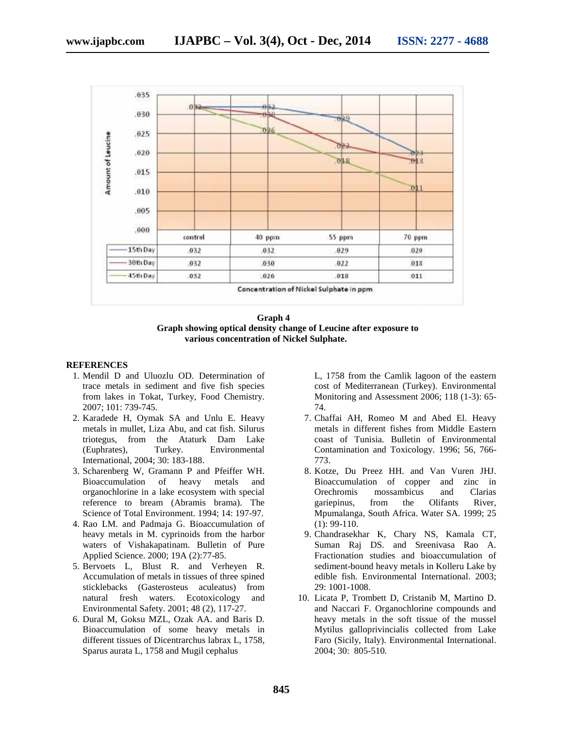| | control | 40 ppm | 55 ppm | 70 ppm |
|---|---|---|---|---|
| 15th Day | .032 | .032 | .029 | .020 |
| 30th Day | .032 | .030 | .022 | .018 |
| 45th Day | .032 | .026 | .018 | .011 |

Concentration of Nickel Sulphate in ppm

**Graph 4**
**Graph showing optical density change of Leucine after exposure to various concentration of Nickel Sulphate.**

## REFERENCES

1. Mendil D and Uluozlu OD. Determination of trace metals in sediment and five fish species from lakes in Tokat, Turkey, Food Chemistry. 2007; 101: 739-745.
2. Karadede H, Oymak SA and Unlu E. Heavy metals in mullet, Liza Abu, and cat fish. Silurus triotegus, from the Ataturk Dam Lake (Euphrates), Turkey. Environmental International, 2004; 30: 183-188.
3. Scharenberg W, Gramann P and Pfeiffer WH. Bioaccumulation of heavy metals and organochlorine in a lake ecosystem with special reference to bream (Abramis brama). The Science of Total Environment. 1994; 14: 197-97.
4. Rao LM. and Padmaja G. Bioaccumulation of heavy metals in M. cyprinoids from the harbor waters of Vishakapatinam. Bulletin of Pure Applied Science. 2000; 19A (2):77-85.
5. Bervoets L, Blust R. and Verheyen R. Accumulation of metals in tissues of three spined sticklebacks (Gasterosteus aculeatus) from natural fresh waters. Ecotoxicology and Environmental Safety. 2001; 48 (2), 117-27.
6. Dural M, Goksu MZL, Ozak AA. and Baris D. Bioaccumulation of some heavy metals in different tissues of Dicentrarchus labrax L, 1758, Sparus aurata L, 1758 and Mugil cephalus L, 1758 from the Camlik lagoon of the eastern cost of Mediterranean (Turkey). Environmental Monitoring and Assessment 2006; 118 (1-3): 65-74.
7. Chaffai AH, Romeo M and Abed El. Heavy metals in different fishes from Middle Eastern coast of Tunisia. Bulletin of Environmental Contamination and Toxicology. 1996; 56, 766-773.
8. Kotze, Du Preez HH. and Van Vuren JHJ. Bioaccumulation of copper and zinc in Orechromis mossambicus and Clarias gariepinus, from the Olifants River, Mpumalanga, South Africa. Water SA. 1999; 25 (1): 99-110.
9. Chandrasekhar K, Chary NS, Kamala CT, Suman Raj DS. and Sreenivasa Rao A. Fractionation studies and bioaccumulation of sediment-bound heavy metals in Kolleru Lake by edible fish. Environmental International. 2003; 29: 1001-1008.
10. Licata P, Trombett D, Cristanib M, Martino D. and Naccari F. Organochlorine compounds and heavy metals in the soft tissue of the mussel Mytilus galloprivincialis collected from Lake Faro (Sicily, Italy). Environmental International. 2004; 30: 805-510.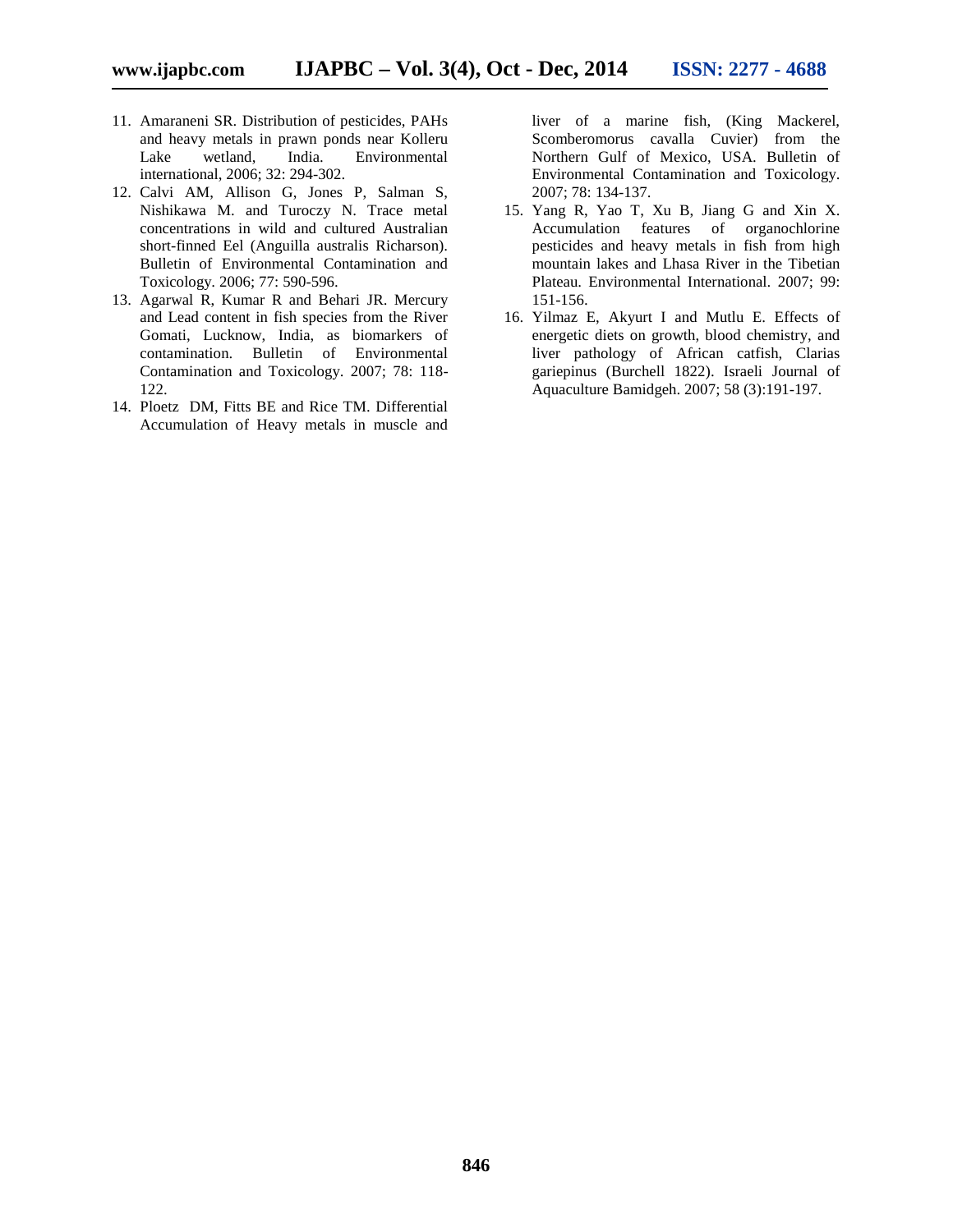11. Amaraneni SR. Distribution of pesticides, PAHs and heavy metals in prawn ponds near Kolleru Lake wetland, India. Environmental international, 2006; 32: 294-302.
12. Calvi AM, Allison G, Jones P, Salman S, Nishikawa M. and Turoczy N. Trace metal concentrations in wild and cultured Australian short-finned Eel (Anguilla australis Richarson). Bulletin of Environmental Contamination and Toxicology. 2006; 77: 590-596.
13. Agarwal R, Kumar R and Behari JR. Mercury and Lead content in fish species from the River Gomati, Lucknow, India, as biomarkers of contamination. Bulletin of Environmental Contamination and Toxicology. 2007; 78: 118-122.
14. Ploetz DM, Fitts BE and Rice TM. Differential Accumulation of Heavy metals in muscle and liver of a marine fish, (King Mackerel, Scomberomorus cavalla Cuvier) from the Northern Gulf of Mexico, USA. Bulletin of Environmental Contamination and Toxicology. 2007; 78: 134-137.
15. Yang R, Yao T, Xu B, Jiang G and Xin X. Accumulation features of organochlorine pesticides and heavy metals in fish from high mountain lakes and Lhasa River in the Tibetian Plateau. Environmental International. 2007; 99: 151-156.
16. Yilmaz E, Akyurt I and Mutlu E. Effects of energetic diets on growth, blood chemistry, and liver pathology of African catfish, Clarias gariepinus (Burchell 1822). Israeli Journal of Aquaculture Bamidgeh. 2007; 58 (3):191-197.